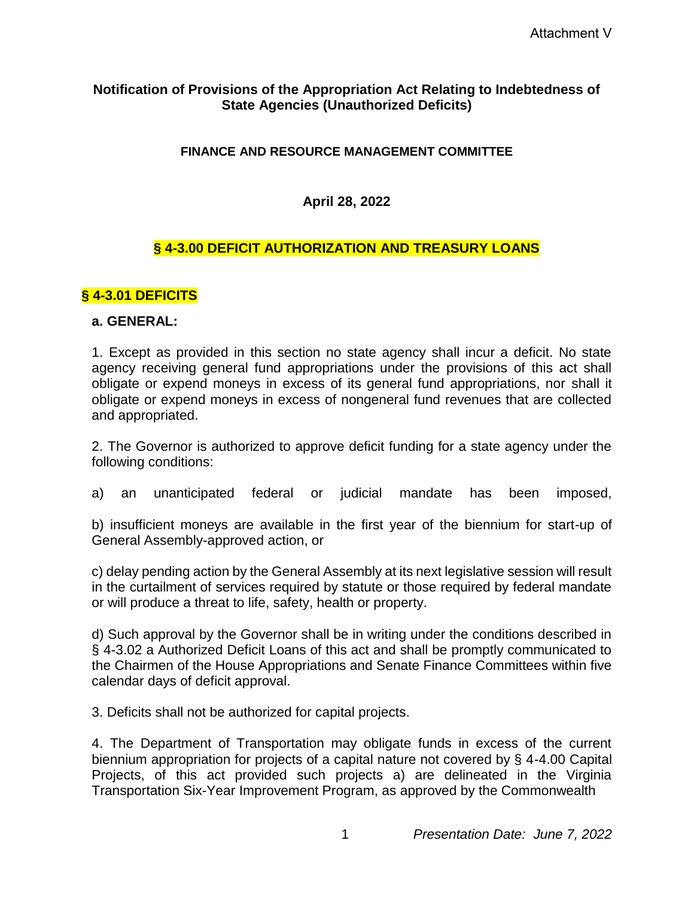Attachment V

**Notification of Provisions of the Appropriation Act Relating to Indebtedness of State Agencies (Unauthorized Deficits)**

**FINANCE AND RESOURCE MANAGEMENT COMMITTEE**

**April 28, 2022**

## § 4-3.00 DEFICIT AUTHORIZATION AND TREASURY LOANS

### § 4-3.01 DEFICITS

**a. GENERAL:**

1. Except as provided in this section no state agency shall incur a deficit. No state agency receiving general fund appropriations under the provisions of this act shall obligate or expend moneys in excess of its general fund appropriations, nor shall it obligate or expend moneys in excess of nongeneral fund revenues that are collected and appropriated.

2. The Governor is authorized to approve deficit funding for a state agency under the following conditions:

a) an unanticipated federal or judicial mandate has been imposed,

b) insufficient moneys are available in the first year of the biennium for start-up of General Assembly-approved action, or

c) delay pending action by the General Assembly at its next legislative session will result in the curtailment of services required by statute or those required by federal mandate or will produce a threat to life, safety, health or property.

d) Such approval by the Governor shall be in writing under the conditions described in § 4-3.02 a Authorized Deficit Loans of this act and shall be promptly communicated to the Chairmen of the House Appropriations and Senate Finance Committees within five calendar days of deficit approval.

3. Deficits shall not be authorized for capital projects.

4. The Department of Transportation may obligate funds in excess of the current biennium appropriation for projects of a capital nature not covered by § 4-4.00 Capital Projects, of this act provided such projects a) are delineated in the Virginia Transportation Six-Year Improvement Program, as approved by the Commonwealth

*Presentation Date: June 7, 2022*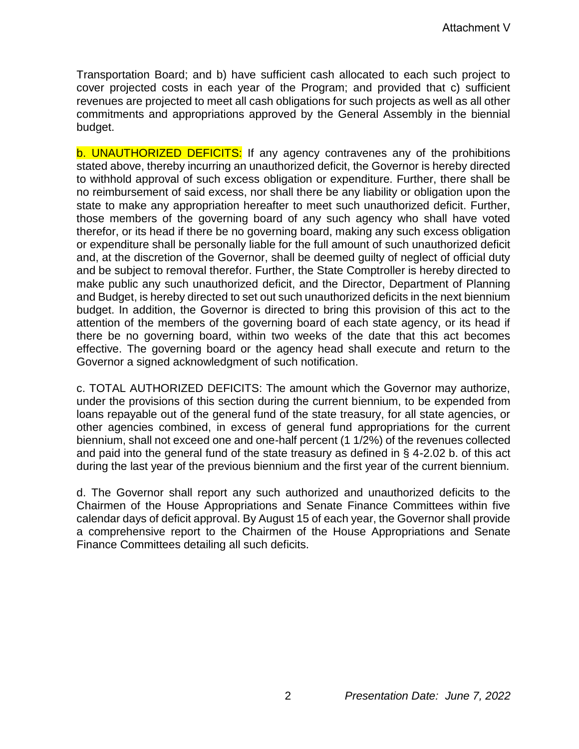Transportation Board; and b) have sufficient cash allocated to each such project to cover projected costs in each year of the Program; and provided that c) sufficient revenues are projected to meet all cash obligations for such projects as well as all other commitments and appropriations approved by the General Assembly in the biennial budget.

b. UNAUTHORIZED DEFICITS: If any agency contravenes any of the prohibitions stated above, thereby incurring an unauthorized deficit, the Governor is hereby directed to withhold approval of such excess obligation or expenditure. Further, there shall be no reimbursement of said excess, nor shall there be any liability or obligation upon the state to make any appropriation hereafter to meet such unauthorized deficit. Further, those members of the governing board of any such agency who shall have voted therefor, or its head if there be no governing board, making any such excess obligation or expenditure shall be personally liable for the full amount of such unauthorized deficit and, at the discretion of the Governor, shall be deemed guilty of neglect of official duty and be subject to removal therefor. Further, the State Comptroller is hereby directed to make public any such unauthorized deficit, and the Director, Department of Planning and Budget, is hereby directed to set out such unauthorized deficits in the next biennium budget. In addition, the Governor is directed to bring this provision of this act to the attention of the members of the governing board of each state agency, or its head if there be no governing board, within two weeks of the date that this act becomes effective. The governing board or the agency head shall execute and return to the Governor a signed acknowledgment of such notification.

c. TOTAL AUTHORIZED DEFICITS: The amount which the Governor may authorize, under the provisions of this section during the current biennium, to be expended from loans repayable out of the general fund of the state treasury, for all state agencies, or other agencies combined, in excess of general fund appropriations for the current biennium, shall not exceed one and one-half percent (1 1/2%) of the revenues collected and paid into the general fund of the state treasury as defined in § 4-2.02 b. of this act during the last year of the previous biennium and the first year of the current biennium.

d. The Governor shall report any such authorized and unauthorized deficits to the Chairmen of the House Appropriations and Senate Finance Committees within five calendar days of deficit approval. By August 15 of each year, the Governor shall provide a comprehensive report to the Chairmen of the House Appropriations and Senate Finance Committees detailing all such deficits.